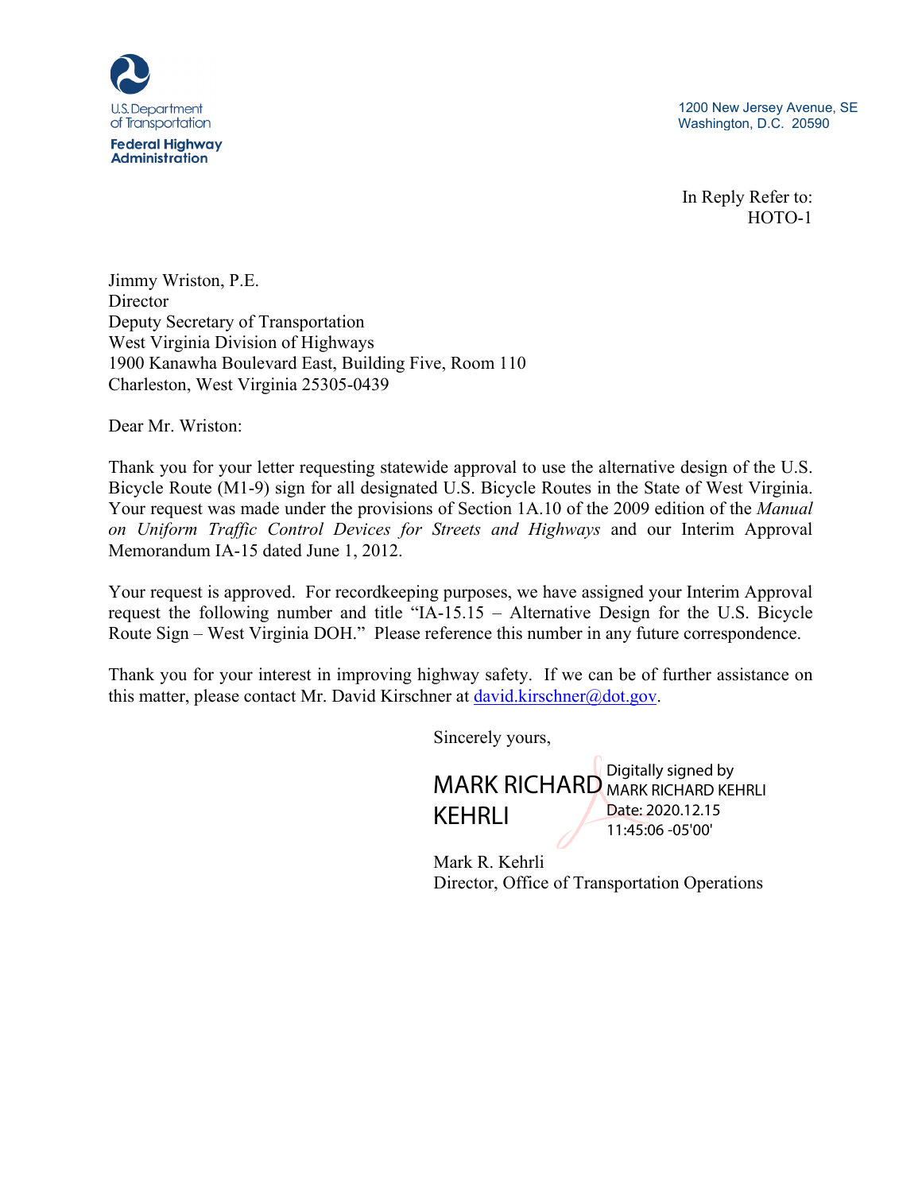U.S. Department of Transportation
**Federal Highway Administration**

1200 New Jersey Avenue, SE
Washington, D.C. 20590

In Reply Refer to:
HOTO-1

Jimmy Wriston, P.E.
Director
Deputy Secretary of Transportation
West Virginia Division of Highways
1900 Kanawha Boulevard East, Building Five, Room 110
Charleston, West Virginia 25305-0439

Dear Mr. Wriston:

Thank you for your letter requesting statewide approval to use the alternative design of the U.S. Bicycle Route (M1-9) sign for all designated U.S. Bicycle Routes in the State of West Virginia. Your request was made under the provisions of Section 1A.10 of the 2009 edition of the *Manual on Uniform Traffic Control Devices for Streets and Highways* and our Interim Approval Memorandum IA-15 dated June 1, 2012.

Your request is approved. For recordkeeping purposes, we have assigned your Interim Approval request the following number and title "IA-15.15 – Alternative Design for the U.S. Bicycle Route Sign – West Virginia DOH." Please reference this number in any future correspondence.

Thank you for your interest in improving highway safety. If we can be of further assistance on this matter, please contact Mr. David Kirschner at david.kirschner@dot.gov.

Sincerely yours,

MARK RICHARD KEHRLI
Digitally signed by MARK RICHARD KEHRLI
Date: 2020.12.15 11:45:06 -05'00'

Mark R. Kehrli
Director, Office of Transportation Operations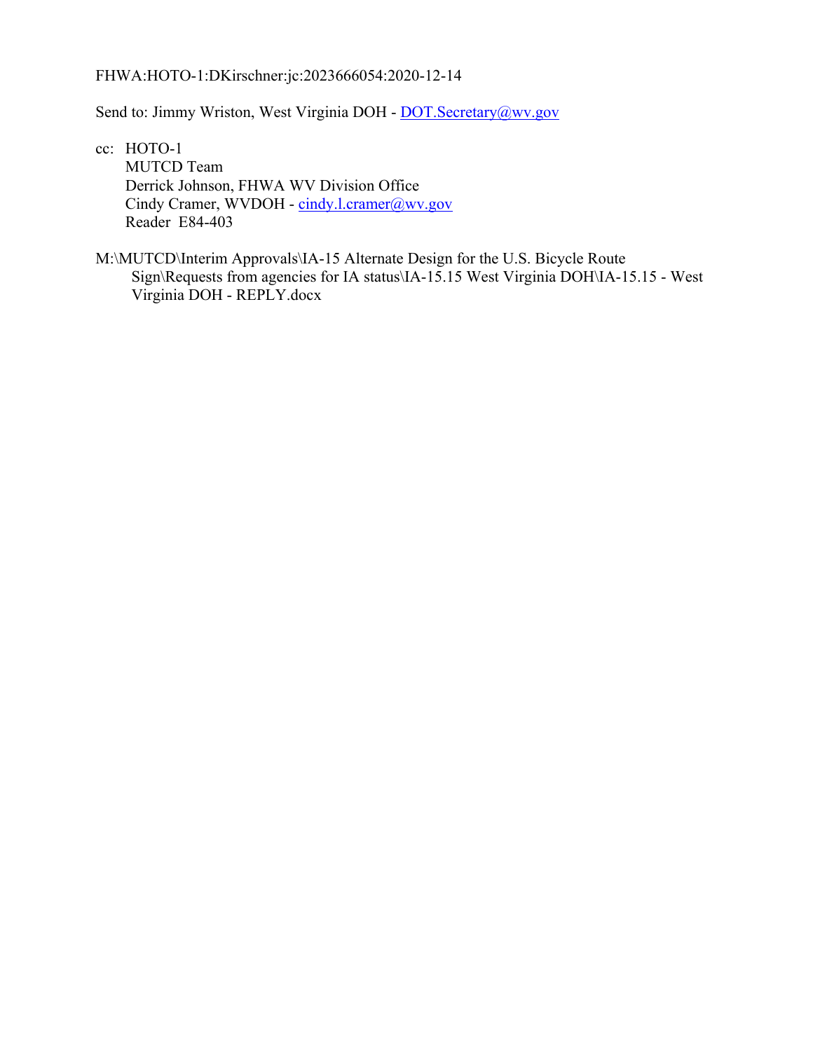FHWA:HOTO-1:DKirschner:jc:2023666054:2020-12-14

Send to: Jimmy Wriston, West Virginia DOH - DOT.Secretary@wv.gov

cc: HOTO-1
MUTCD Team
Derrick Johnson, FHWA WV Division Office
Cindy Cramer, WVDOH - cindy.l.cramer@wv.gov
Reader E84-403

M:\MUTCD\Interim Approvals\IA-15 Alternate Design for the U.S. Bicycle Route Sign\Requests from agencies for IA status\IA-15.15 West Virginia DOH\IA-15.15 - West Virginia DOH - REPLY.docx